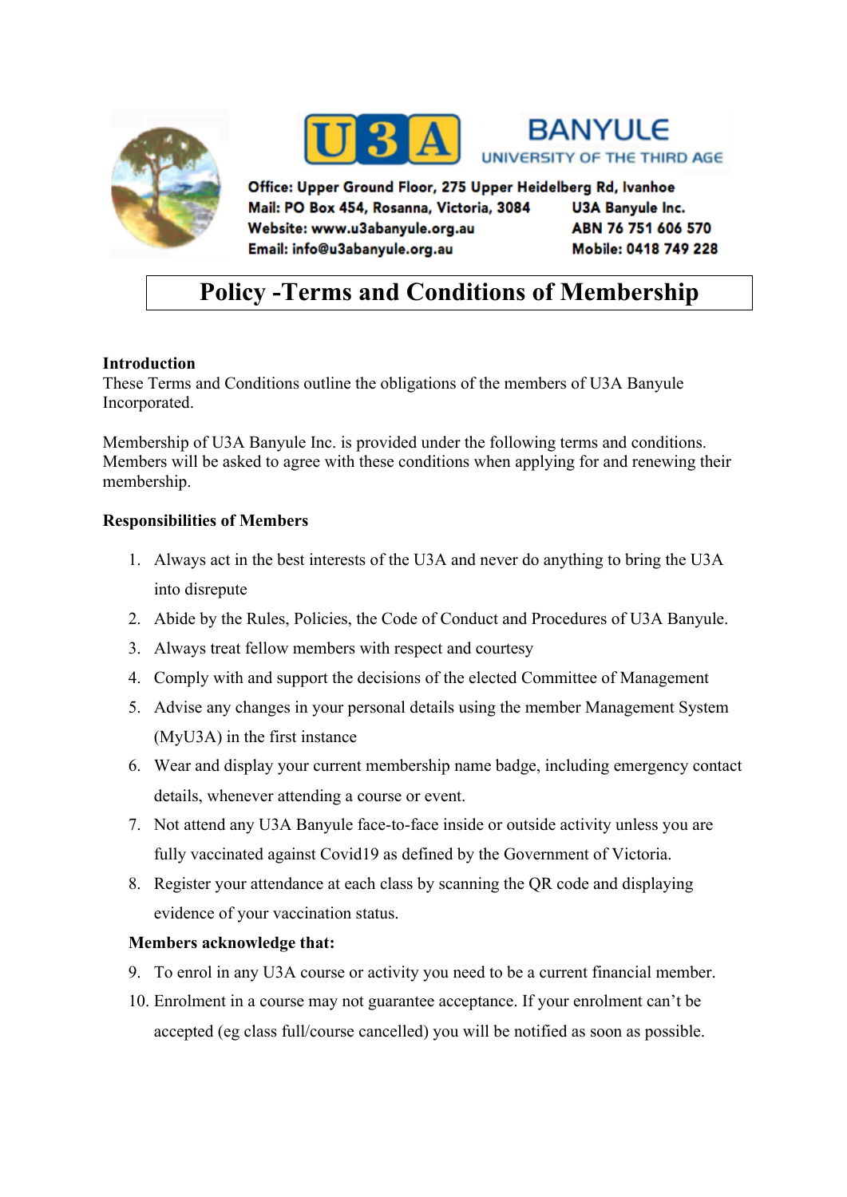U3A BANYULE
UNIVERSITY OF THE THIRD AGE

Office: Upper Ground Floor, 275 Upper Heidelberg Rd, Ivanhoe
Mail: PO Box 454, Rosanna, Victoria, 3084
Website: www.u3abanyule.org.au
Email: info@u3abanyule.org.au

U3A Banyule Inc.
ABN 76 751 606 570
Mobile: 0418 749 228

# Policy -Terms and Conditions of Membership

**Introduction**
These Terms and Conditions outline the obligations of the members of U3A Banyule Incorporated.

Membership of U3A Banyule Inc. is provided under the following terms and conditions. Members will be asked to agree with these conditions when applying for and renewing their membership.

**Responsibilities of Members**

1. Always act in the best interests of the U3A and never do anything to bring the U3A into disrepute
2. Abide by the Rules, Policies, the Code of Conduct and Procedures of U3A Banyule.
3. Always treat fellow members with respect and courtesy
4. Comply with and support the decisions of the elected Committee of Management
5. Advise any changes in your personal details using the member Management System (MyU3A) in the first instance
6. Wear and display your current membership name badge, including emergency contact details, whenever attending a course or event.
7. Not attend any U3A Banyule face-to-face inside or outside activity unless you are fully vaccinated against Covid19 as defined by the Government of Victoria.
8. Register your attendance at each class by scanning the QR code and displaying evidence of your vaccination status.

**Members acknowledge that:**

9. To enrol in any U3A course or activity you need to be a current financial member.
10. Enrolment in a course may not guarantee acceptance. If your enrolment can't be accepted (eg class full/course cancelled) you will be notified as soon as possible.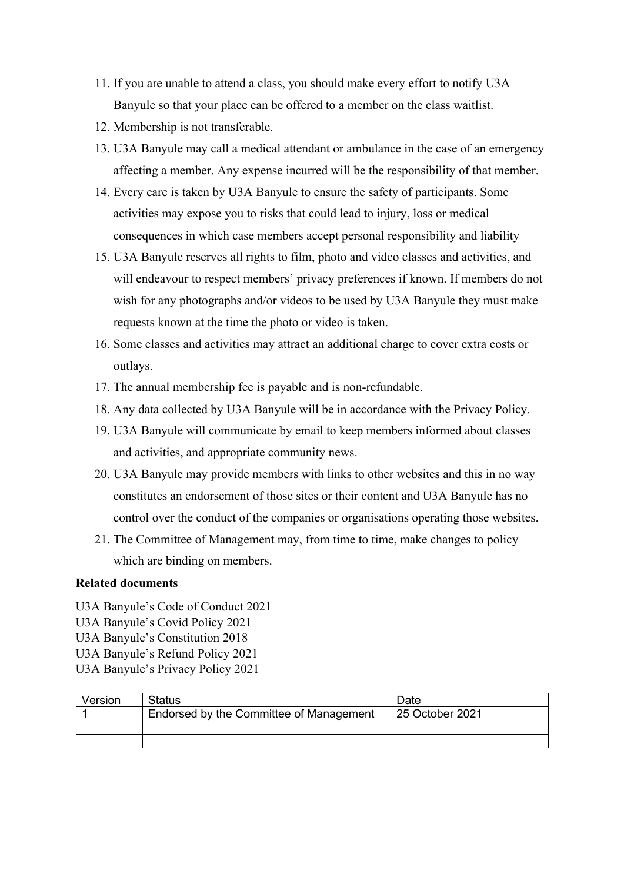11. If you are unable to attend a class, you should make every effort to notify U3A Banyule so that your place can be offered to a member on the class waitlist.
12. Membership is not transferable.
13. U3A Banyule may call a medical attendant or ambulance in the case of an emergency affecting a member. Any expense incurred will be the responsibility of that member.
14. Every care is taken by U3A Banyule to ensure the safety of participants. Some activities may expose you to risks that could lead to injury, loss or medical consequences in which case members accept personal responsibility and liability
15. U3A Banyule reserves all rights to film, photo and video classes and activities, and will endeavour to respect members' privacy preferences if known. If members do not wish for any photographs and/or videos to be used by U3A Banyule they must make requests known at the time the photo or video is taken.
16. Some classes and activities may attract an additional charge to cover extra costs or outlays.
17. The annual membership fee is payable and is non-refundable.
18. Any data collected by U3A Banyule will be in accordance with the Privacy Policy.
19. U3A Banyule will communicate by email to keep members informed about classes and activities, and appropriate community news.
20. U3A Banyule may provide members with links to other websites and this in no way constitutes an endorsement of those sites or their content and U3A Banyule has no control over the conduct of the companies or organisations operating those websites.
21. The Committee of Management may, from time to time, make changes to policy which are binding on members.

**Related documents**

U3A Banyule's Code of Conduct 2021
U3A Banyule's Covid Policy 2021
U3A Banyule's Constitution 2018
U3A Banyule's Refund Policy 2021
U3A Banyule's Privacy Policy 2021

| Version | Status | Date |
| --- | --- | --- |
| 1 | Endorsed by the Committee of Management | 25 October 2021 |
| | | |
| | | |